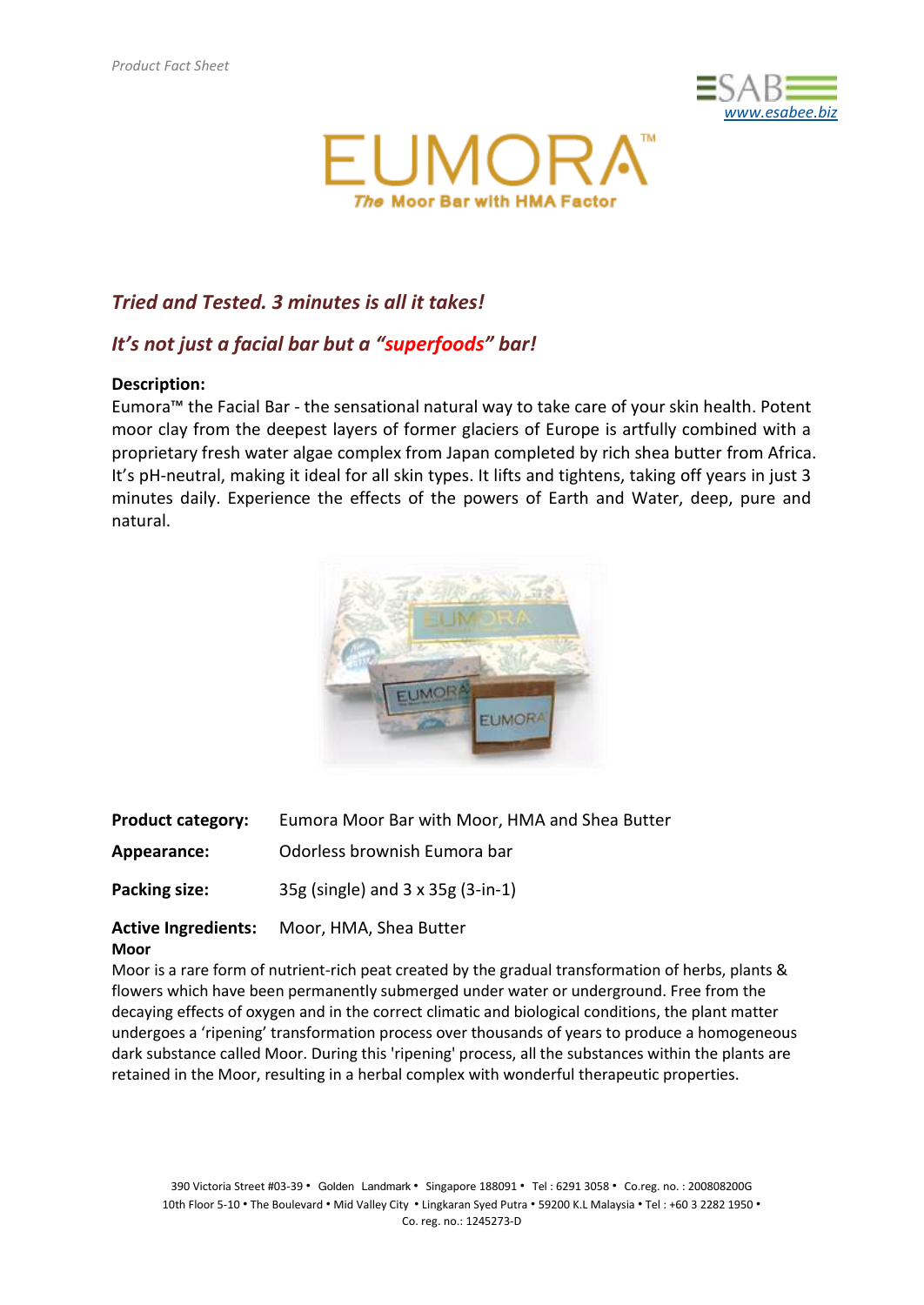Product Fact Sheet

ESABEE
www.esabee.biz

# EUMORA™

**The Moor Bar with HMA Factor**

## *Tried and Tested. 3 minutes is all it takes!*

## *It's not just a facial bar but a "superfoods" bar!*

**Description:**

Eumora™ the Facial Bar - the sensational natural way to take care of your skin health. Potent moor clay from the deepest layers of former glaciers of Europe is artfully combined with a proprietary fresh water algae complex from Japan completed by rich shea butter from Africa. It's pH-neutral, making it ideal for all skin types. It lifts and tightens, taking off years in just 3 minutes daily. Experience the effects of the powers of Earth and Water, deep, pure and natural.

**Product category:** Eumora Moor Bar with Moor, HMA and Shea Butter

**Appearance:** Odorless brownish Eumora bar

**Packing size:** 35g (single) and 3 x 35g (3-in-1)

**Active Ingredients:** Moor, HMA, Shea Butter

**Moor**

Moor is a rare form of nutrient-rich peat created by the gradual transformation of herbs, plants & flowers which have been permanently submerged under water or underground. Free from the decaying effects of oxygen and in the correct climatic and biological conditions, the plant matter undergoes a 'ripening' transformation process over thousands of years to produce a homogeneous dark substance called Moor. During this 'ripening' process, all the substances within the plants are retained in the Moor, resulting in a herbal complex with wonderful therapeutic properties.

390 Victoria Street #03-39 • Golden Landmark • Singapore 188091 • Tel : 6291 3058 • Co.reg. no. : 200808200G
10th Floor 5-10 • The Boulevard • Mid Valley City • Lingkaran Syed Putra • 59200 K.L Malaysia • Tel : +60 3 2282 1950 • Co. reg. no.: 1245273-D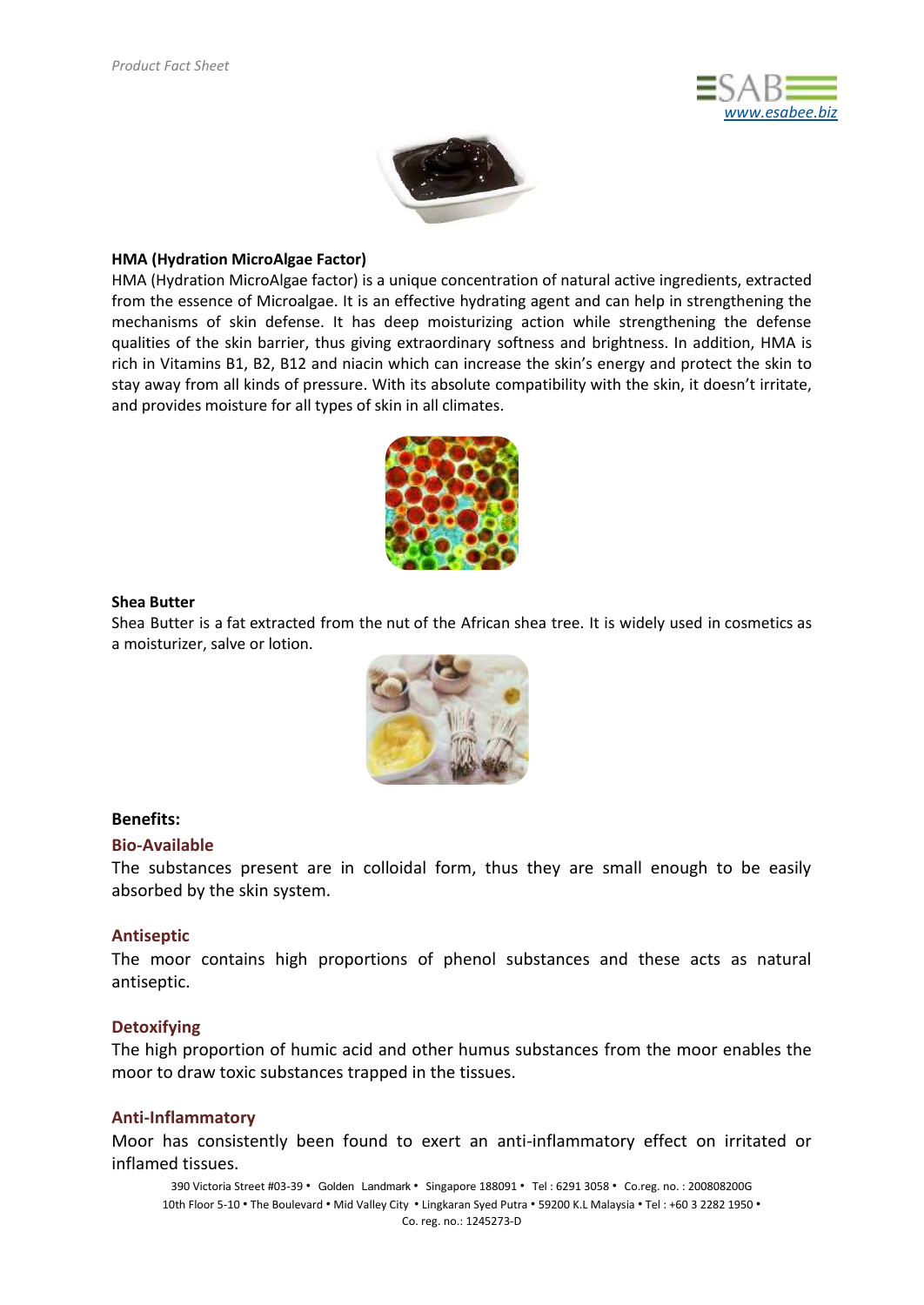**HMA (Hydration MicroAlgae Factor)**

HMA (Hydration MicroAlgae factor) is a unique concentration of natural active ingredients, extracted from the essence of Microalgae. It is an effective hydrating agent and can help in strengthening the mechanisms of skin defense. It has deep moisturizing action while strengthening the defense qualities of the skin barrier, thus giving extraordinary softness and brightness. In addition, HMA is rich in Vitamins B1, B2, B12 and niacin which can increase the skin's energy and protect the skin to stay away from all kinds of pressure. With its absolute compatibility with the skin, it doesn't irritate, and provides moisture for all types of skin in all climates.

**Shea Butter**

Shea Butter is a fat extracted from the nut of the African shea tree. It is widely used in cosmetics as a moisturizer, salve or lotion.

**Benefits:**

**Bio-Available**

The substances present are in colloidal form, thus they are small enough to be easily absorbed by the skin system.

**Antiseptic**

The moor contains high proportions of phenol substances and these acts as natural antiseptic.

**Detoxifying**

The high proportion of humic acid and other humus substances from the moor enables the moor to draw toxic substances trapped in the tissues.

**Anti-Inflammatory**

Moor has consistently been found to exert an anti-inflammatory effect on irritated or inflamed tissues.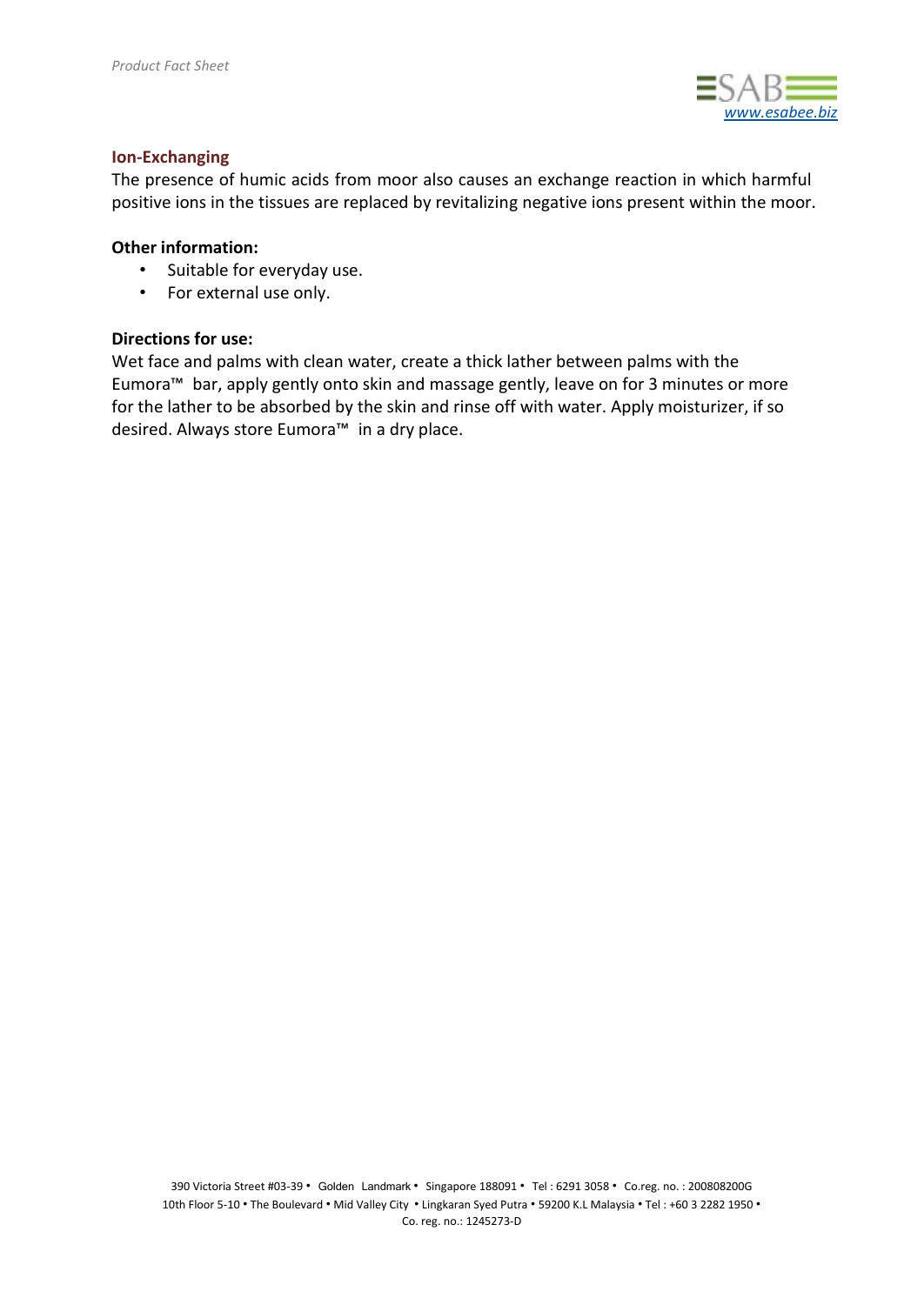### Ion-Exchanging

The presence of humic acids from moor also causes an exchange reaction in which harmful positive ions in the tissues are replaced by revitalizing negative ions present within the moor.

**Other information:**

- Suitable for everyday use.
- For external use only.

**Directions for use:**

Wet face and palms with clean water, create a thick lather between palms with the Eumora™ bar, apply gently onto skin and massage gently, leave on for 3 minutes or more for the lather to be absorbed by the skin and rinse off with water. Apply moisturizer, if so desired. Always store Eumora™ in a dry place.